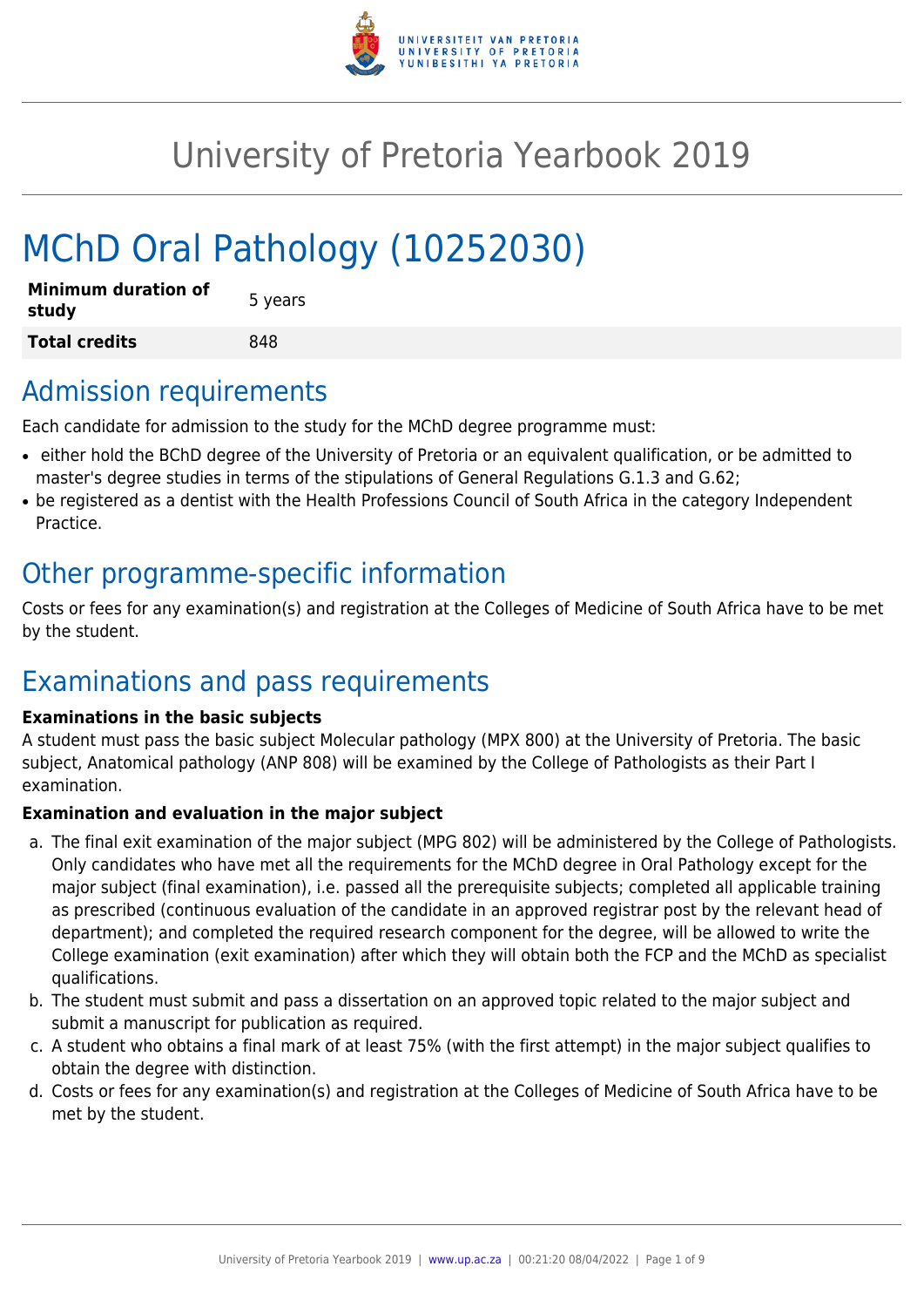# University of Pretoria Yearbook 2019

# MChD Oral Pathology (10252030)

| Minimum duration of study | 5 years |
| --- | --- |
| **Total credits** | 848 |

## Admission requirements

Each candidate for admission to the study for the MChD degree programme must:

- either hold the BChD degree of the University of Pretoria or an equivalent qualification, or be admitted to master's degree studies in terms of the stipulations of General Regulations G.1.3 and G.62;
- be registered as a dentist with the Health Professions Council of South Africa in the category Independent Practice.

## Other programme-specific information

Costs or fees for any examination(s) and registration at the Colleges of Medicine of South Africa have to be met by the student.

## Examinations and pass requirements

**Examinations in the basic subjects**

A student must pass the basic subject Molecular pathology (MPX 800) at the University of Pretoria. The basic subject, Anatomical pathology (ANP 808) will be examined by the College of Pathologists as their Part I examination.

**Examination and evaluation in the major subject**

a. The final exit examination of the major subject (MPG 802) will be administered by the College of Pathologists. Only candidates who have met all the requirements for the MChD degree in Oral Pathology except for the major subject (final examination), i.e. passed all the prerequisite subjects; completed all applicable training as prescribed (continuous evaluation of the candidate in an approved registrar post by the relevant head of department); and completed the required research component for the degree, will be allowed to write the College examination (exit examination) after which they will obtain both the FCP and the MChD as specialist qualifications.
b. The student must submit and pass a dissertation on an approved topic related to the major subject and submit a manuscript for publication as required.
c. A student who obtains a final mark of at least 75% (with the first attempt) in the major subject qualifies to obtain the degree with distinction.
d. Costs or fees for any examination(s) and registration at the Colleges of Medicine of South Africa have to be met by the student.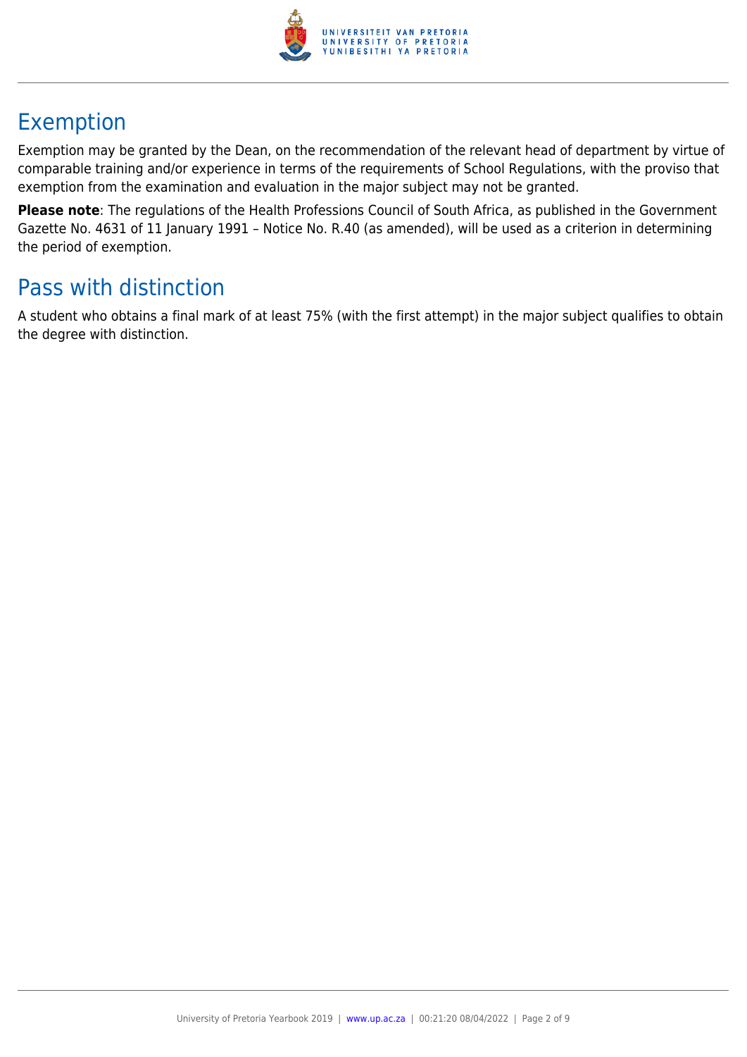## Exemption

Exemption may be granted by the Dean, on the recommendation of the relevant head of department by virtue of comparable training and/or experience in terms of the requirements of School Regulations, with the proviso that exemption from the examination and evaluation in the major subject may not be granted.

**Please note**: The regulations of the Health Professions Council of South Africa, as published in the Government Gazette No. 4631 of 11 January 1991 – Notice No. R.40 (as amended), will be used as a criterion in determining the period of exemption.

## Pass with distinction

A student who obtains a final mark of at least 75% (with the first attempt) in the major subject qualifies to obtain the degree with distinction.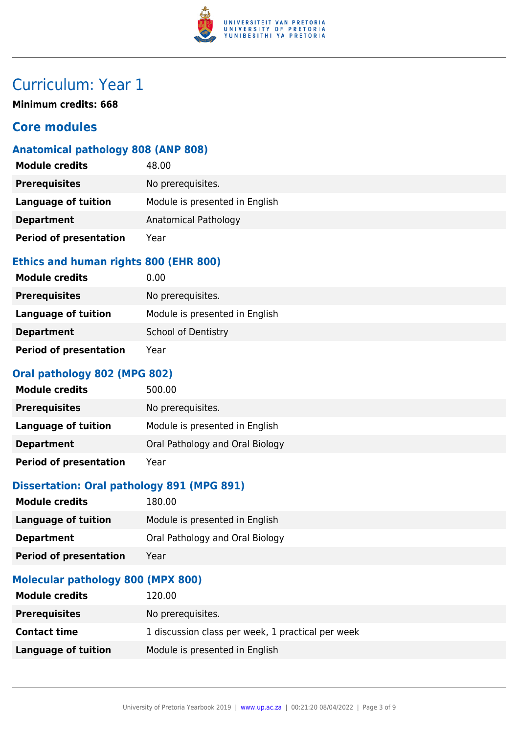# Curriculum: Year 1

**Minimum credits: 668**

## Core modules

### Anatomical pathology 808 (ANP 808)

| | |
|---|---|
| **Module credits** | 48.00 |
| **Prerequisites** | No prerequisites. |
| **Language of tuition** | Module is presented in English |
| **Department** | Anatomical Pathology |
| **Period of presentation** | Year |

### Ethics and human rights 800 (EHR 800)

| | |
|---|---|
| **Module credits** | 0.00 |
| **Prerequisites** | No prerequisites. |
| **Language of tuition** | Module is presented in English |
| **Department** | School of Dentistry |
| **Period of presentation** | Year |

### Oral pathology 802 (MPG 802)

| | |
|---|---|
| **Module credits** | 500.00 |
| **Prerequisites** | No prerequisites. |
| **Language of tuition** | Module is presented in English |
| **Department** | Oral Pathology and Oral Biology |
| **Period of presentation** | Year |

### Dissertation: Oral pathology 891 (MPG 891)

| | |
|---|---|
| **Module credits** | 180.00 |
| **Language of tuition** | Module is presented in English |
| **Department** | Oral Pathology and Oral Biology |
| **Period of presentation** | Year |

### Molecular pathology 800 (MPX 800)

| | |
|---|---|
| **Module credits** | 120.00 |
| **Prerequisites** | No prerequisites. |
| **Contact time** | 1 discussion class per week, 1 practical per week |
| **Language of tuition** | Module is presented in English |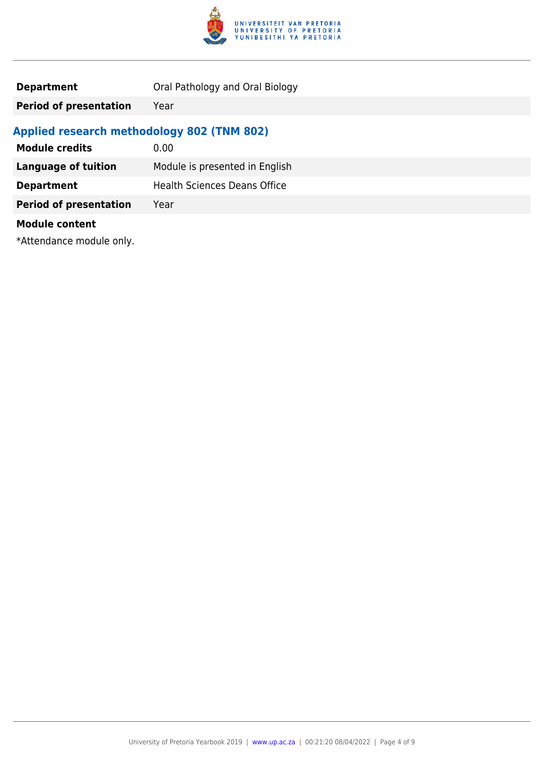| | |
|---|---|
| **Department** | Oral Pathology and Oral Biology |
| **Period of presentation** | Year |

### Applied research methodology 802 (TNM 802)

| | |
|---|---|
| **Module credits** | 0.00 |
| **Language of tuition** | Module is presented in English |
| **Department** | Health Sciences Deans Office |
| **Period of presentation** | Year |

**Module content**

*Attendance module only.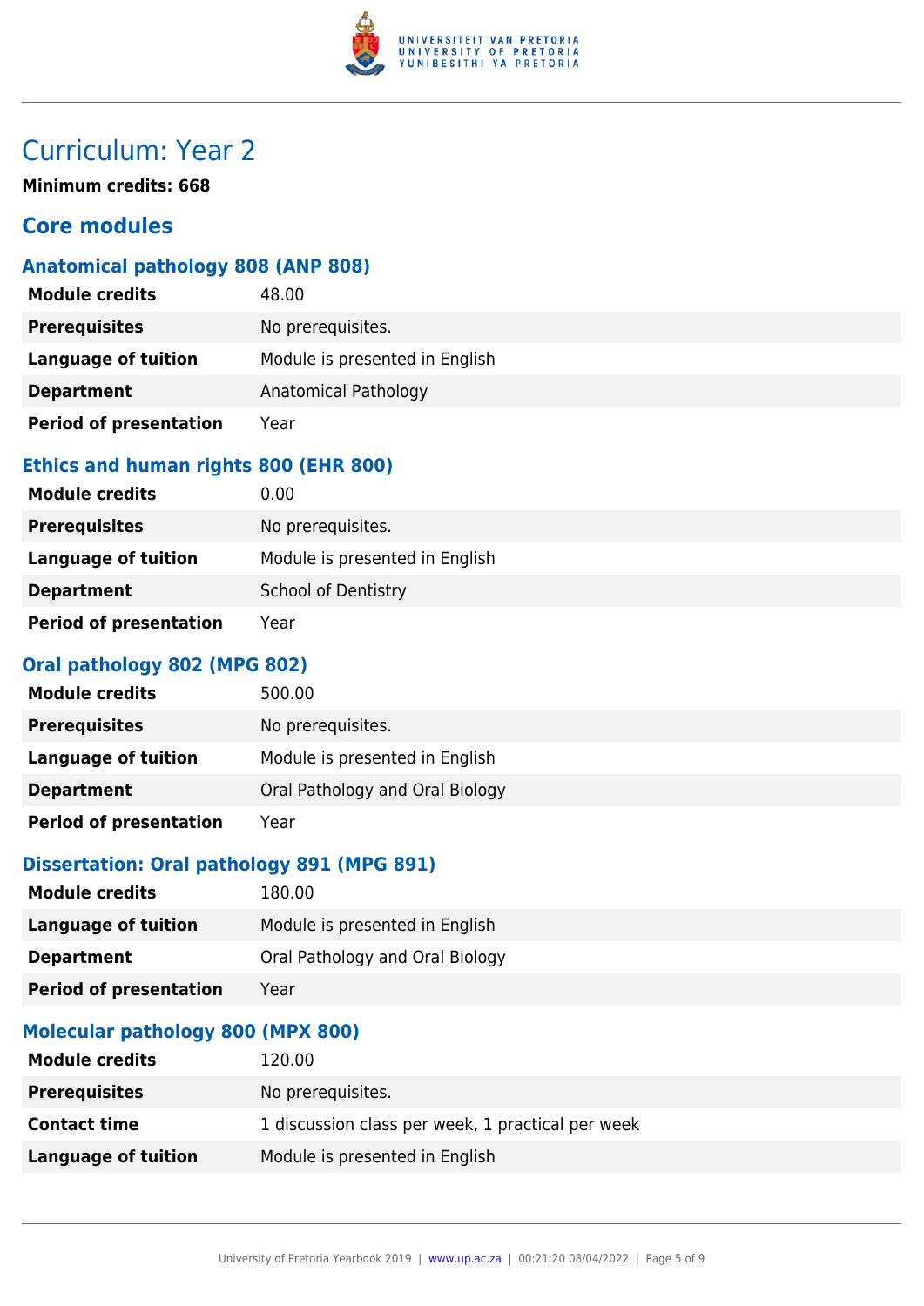# Curriculum: Year 2

**Minimum credits: 668**

## Core modules

### Anatomical pathology 808 (ANP 808)

| | |
|---|---|
| **Module credits** | 48.00 |
| **Prerequisites** | No prerequisites. |
| **Language of tuition** | Module is presented in English |
| **Department** | Anatomical Pathology |
| **Period of presentation** | Year |

### Ethics and human rights 800 (EHR 800)

| | |
|---|---|
| **Module credits** | 0.00 |
| **Prerequisites** | No prerequisites. |
| **Language of tuition** | Module is presented in English |
| **Department** | School of Dentistry |
| **Period of presentation** | Year |

### Oral pathology 802 (MPG 802)

| | |
|---|---|
| **Module credits** | 500.00 |
| **Prerequisites** | No prerequisites. |
| **Language of tuition** | Module is presented in English |
| **Department** | Oral Pathology and Oral Biology |
| **Period of presentation** | Year |

### Dissertation: Oral pathology 891 (MPG 891)

| | |
|---|---|
| **Module credits** | 180.00 |
| **Language of tuition** | Module is presented in English |
| **Department** | Oral Pathology and Oral Biology |
| **Period of presentation** | Year |

### Molecular pathology 800 (MPX 800)

| | |
|---|---|
| **Module credits** | 120.00 |
| **Prerequisites** | No prerequisites. |
| **Contact time** | 1 discussion class per week, 1 practical per week |
| **Language of tuition** | Module is presented in English |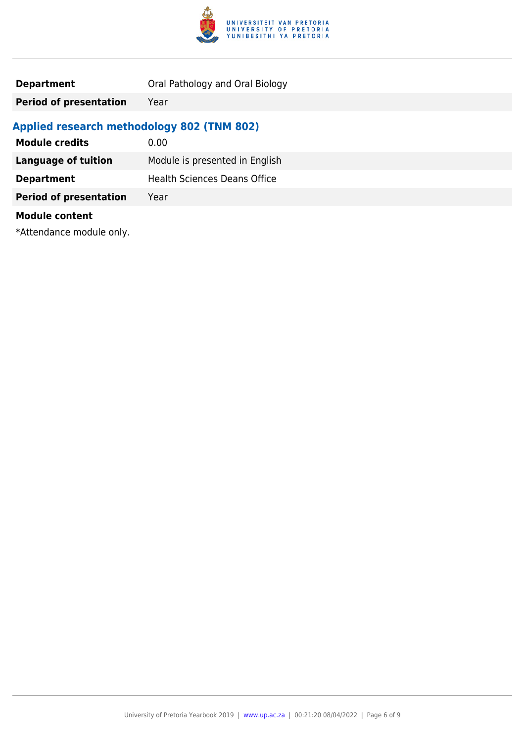| | |
|---|---|
| **Department** | Oral Pathology and Oral Biology |
| **Period of presentation** | Year |

### Applied research methodology 802 (TNM 802)

| | |
|---|---|
| **Module credits** | 0.00 |
| **Language of tuition** | Module is presented in English |
| **Department** | Health Sciences Deans Office |
| **Period of presentation** | Year |

**Module content**

*Attendance module only.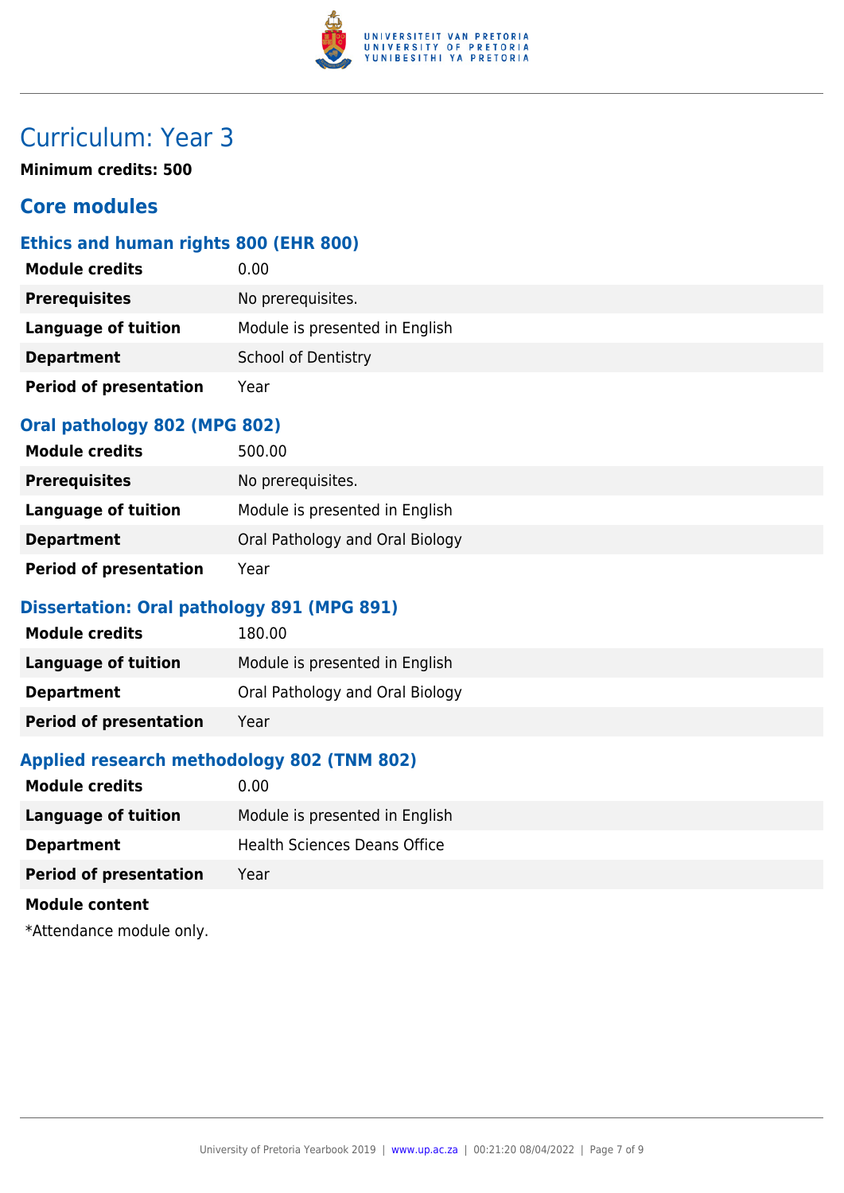# Curriculum: Year 3

**Minimum credits: 500**

## Core modules

### Ethics and human rights 800 (EHR 800)

| | |
|---|---|
| **Module credits** | 0.00 |
| **Prerequisites** | No prerequisites. |
| **Language of tuition** | Module is presented in English |
| **Department** | School of Dentistry |
| **Period of presentation** | Year |

### Oral pathology 802 (MPG 802)

| | |
|---|---|
| **Module credits** | 500.00 |
| **Prerequisites** | No prerequisites. |
| **Language of tuition** | Module is presented in English |
| **Department** | Oral Pathology and Oral Biology |
| **Period of presentation** | Year |

### Dissertation: Oral pathology 891 (MPG 891)

| | |
|---|---|
| **Module credits** | 180.00 |
| **Language of tuition** | Module is presented in English |
| **Department** | Oral Pathology and Oral Biology |
| **Period of presentation** | Year |

### Applied research methodology 802 (TNM 802)

| | |
|---|---|
| **Module credits** | 0.00 |
| **Language of tuition** | Module is presented in English |
| **Department** | Health Sciences Deans Office |
| **Period of presentation** | Year |

**Module content**

*Attendance module only.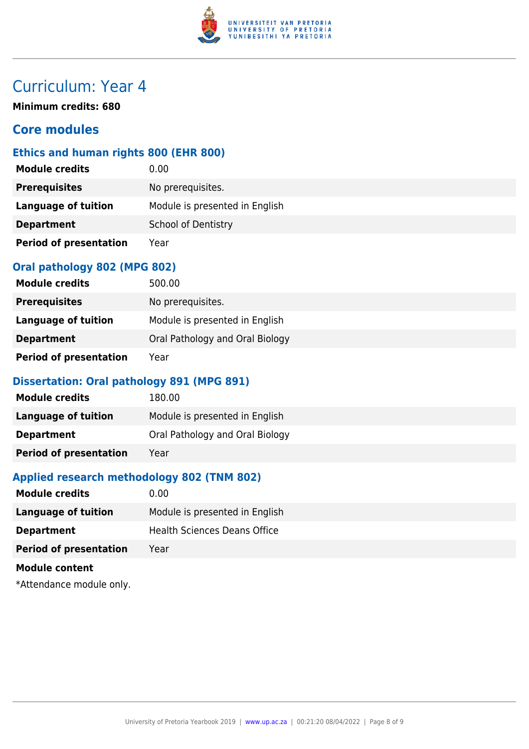# Curriculum: Year 4

**Minimum credits: 680**

## Core modules

### Ethics and human rights 800 (EHR 800)

| | |
|---|---|
| **Module credits** | 0.00 |
| **Prerequisites** | No prerequisites. |
| **Language of tuition** | Module is presented in English |
| **Department** | School of Dentistry |
| **Period of presentation** | Year |

### Oral pathology 802 (MPG 802)

| | |
|---|---|
| **Module credits** | 500.00 |
| **Prerequisites** | No prerequisites. |
| **Language of tuition** | Module is presented in English |
| **Department** | Oral Pathology and Oral Biology |
| **Period of presentation** | Year |

### Dissertation: Oral pathology 891 (MPG 891)

| | |
|---|---|
| **Module credits** | 180.00 |
| **Language of tuition** | Module is presented in English |
| **Department** | Oral Pathology and Oral Biology |
| **Period of presentation** | Year |

### Applied research methodology 802 (TNM 802)

| | |
|---|---|
| **Module credits** | 0.00 |
| **Language of tuition** | Module is presented in English |
| **Department** | Health Sciences Deans Office |
| **Period of presentation** | Year |

**Module content**

*Attendance module only.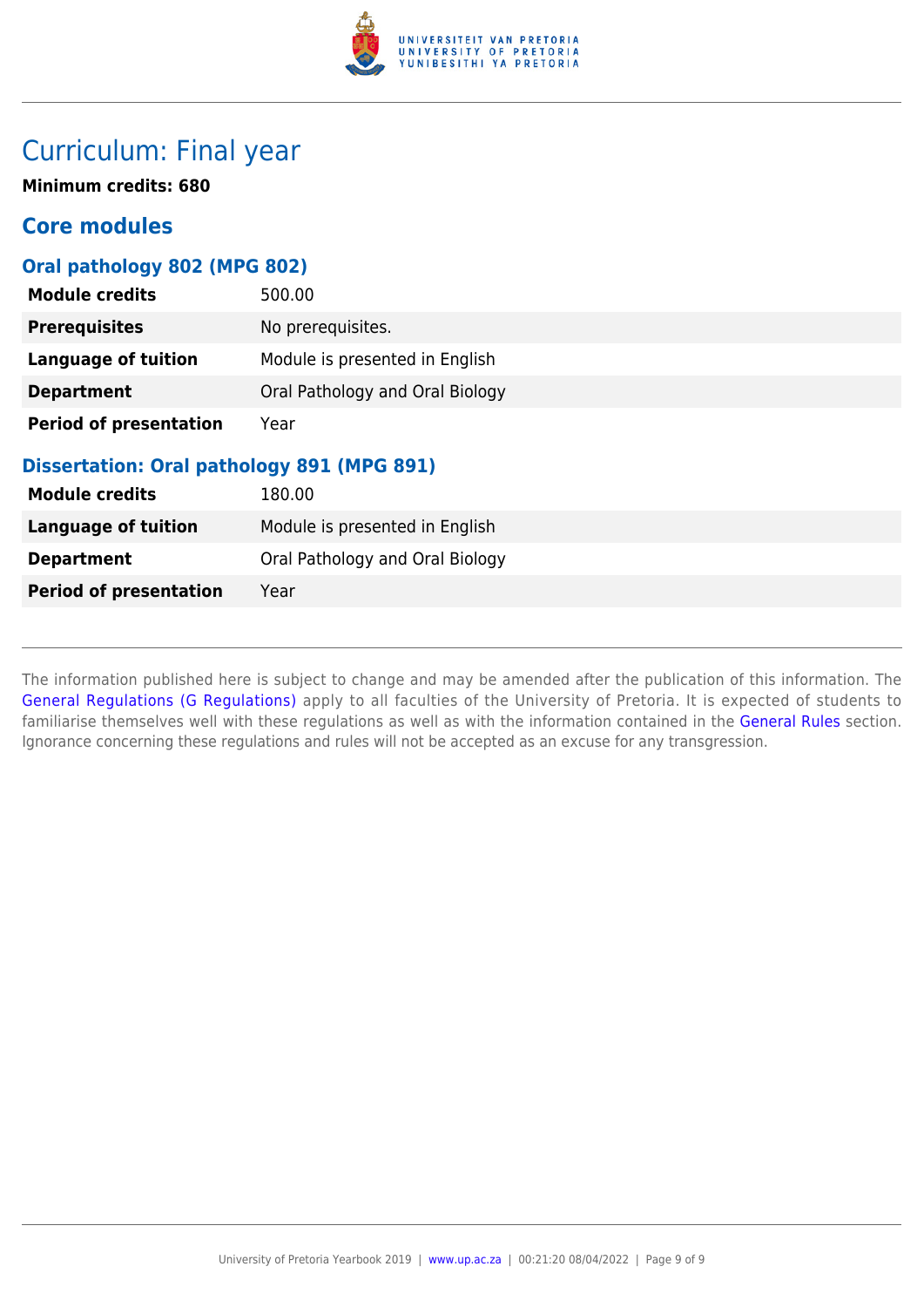# Curriculum: Final year

**Minimum credits: 680**

## Core modules

### Oral pathology 802 (MPG 802)

| | |
|---|---|
| **Module credits** | 500.00 |
| **Prerequisites** | No prerequisites. |
| **Language of tuition** | Module is presented in English |
| **Department** | Oral Pathology and Oral Biology |
| **Period of presentation** | Year |

### Dissertation: Oral pathology 891 (MPG 891)

| | |
|---|---|
| **Module credits** | 180.00 |
| **Language of tuition** | Module is presented in English |
| **Department** | Oral Pathology and Oral Biology |
| **Period of presentation** | Year |

The information published here is subject to change and may be amended after the publication of this information. The General Regulations (G Regulations) apply to all faculties of the University of Pretoria. It is expected of students to familiarise themselves well with these regulations as well as with the information contained in the General Rules section. Ignorance concerning these regulations and rules will not be accepted as an excuse for any transgression.